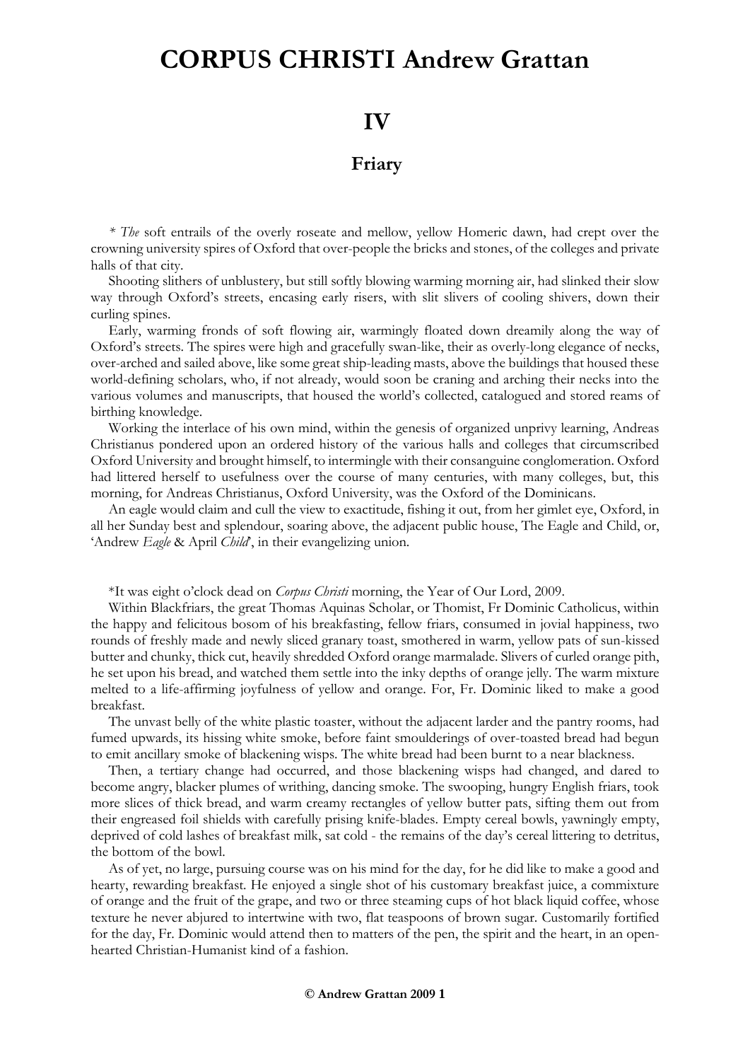# CORPUS CHRISTI Andrew Grattan

## IV

### Friary

* *The* soft entrails of the overly roseate and mellow, yellow Homeric dawn, had crept over the crowning university spires of Oxford that over-people the bricks and stones, of the colleges and private halls of that city.

Shooting slithers of unblustery, but still softly blowing warming morning air, had slinked their slow way through Oxford's streets, encasing early risers, with slit slivers of cooling shivers, down their curling spines.

Early, warming fronds of soft flowing air, warmingly floated down dreamily along the way of Oxford's streets. The spires were high and gracefully swan-like, their as overly-long elegance of necks, over-arched and sailed above, like some great ship-leading masts, above the buildings that housed these world-defining scholars, who, if not already, would soon be craning and arching their necks into the various volumes and manuscripts, that housed the world's collected, catalogued and stored reams of birthing knowledge.

Working the interlace of his own mind, within the genesis of organized unprivy learning, Andreas Christianus pondered upon an ordered history of the various halls and colleges that circumscribed Oxford University and brought himself, to intermingle with their consanguine conglomeration. Oxford had littered herself to usefulness over the course of many centuries, with many colleges, but, this morning, for Andreas Christianus, Oxford University, was the Oxford of the Dominicans.

An eagle would claim and cull the view to exactitude, fishing it out, from her gimlet eye, Oxford, in all her Sunday best and splendour, soaring above, the adjacent public house, The Eagle and Child, or, 'Andrew *Eagle* & April *Child*', in their evangelizing union.

*It was eight o'clock dead on *Corpus Christi* morning, the Year of Our Lord, 2009.

Within Blackfriars, the great Thomas Aquinas Scholar, or Thomist, Fr Dominic Catholicus, within the happy and felicitous bosom of his breakfasting, fellow friars, consumed in jovial happiness, two rounds of freshly made and newly sliced granary toast, smothered in warm, yellow pats of sun-kissed butter and chunky, thick cut, heavily shredded Oxford orange marmalade. Slivers of curled orange pith, he set upon his bread, and watched them settle into the inky depths of orange jelly. The warm mixture melted to a life-affirming joyfulness of yellow and orange. For, Fr. Dominic liked to make a good breakfast.

The unvast belly of the white plastic toaster, without the adjacent larder and the pantry rooms, had fumed upwards, its hissing white smoke, before faint smoulderings of over-toasted bread had begun to emit ancillary smoke of blackening wisps. The white bread had been burnt to a near blackness.

Then, a tertiary change had occurred, and those blackening wisps had changed, and dared to become angry, blacker plumes of writhing, dancing smoke. The swooping, hungry English friars, took more slices of thick bread, and warm creamy rectangles of yellow butter pats, sifting them out from their engreased foil shields with carefully prising knife-blades. Empty cereal bowls, yawningly empty, deprived of cold lashes of breakfast milk, sat cold - the remains of the day's cereal littering to detritus, the bottom of the bowl.

As of yet, no large, pursuing course was on his mind for the day, for he did like to make a good and hearty, rewarding breakfast. He enjoyed a single shot of his customary breakfast juice, a commixture of orange and the fruit of the grape, and two or three steaming cups of hot black liquid coffee, whose texture he never abjured to intertwine with two, flat teaspoons of brown sugar. Customarily fortified for the day, Fr. Dominic would attend then to matters of the pen, the spirit and the heart, in an open-hearted Christian-Humanist kind of a fashion.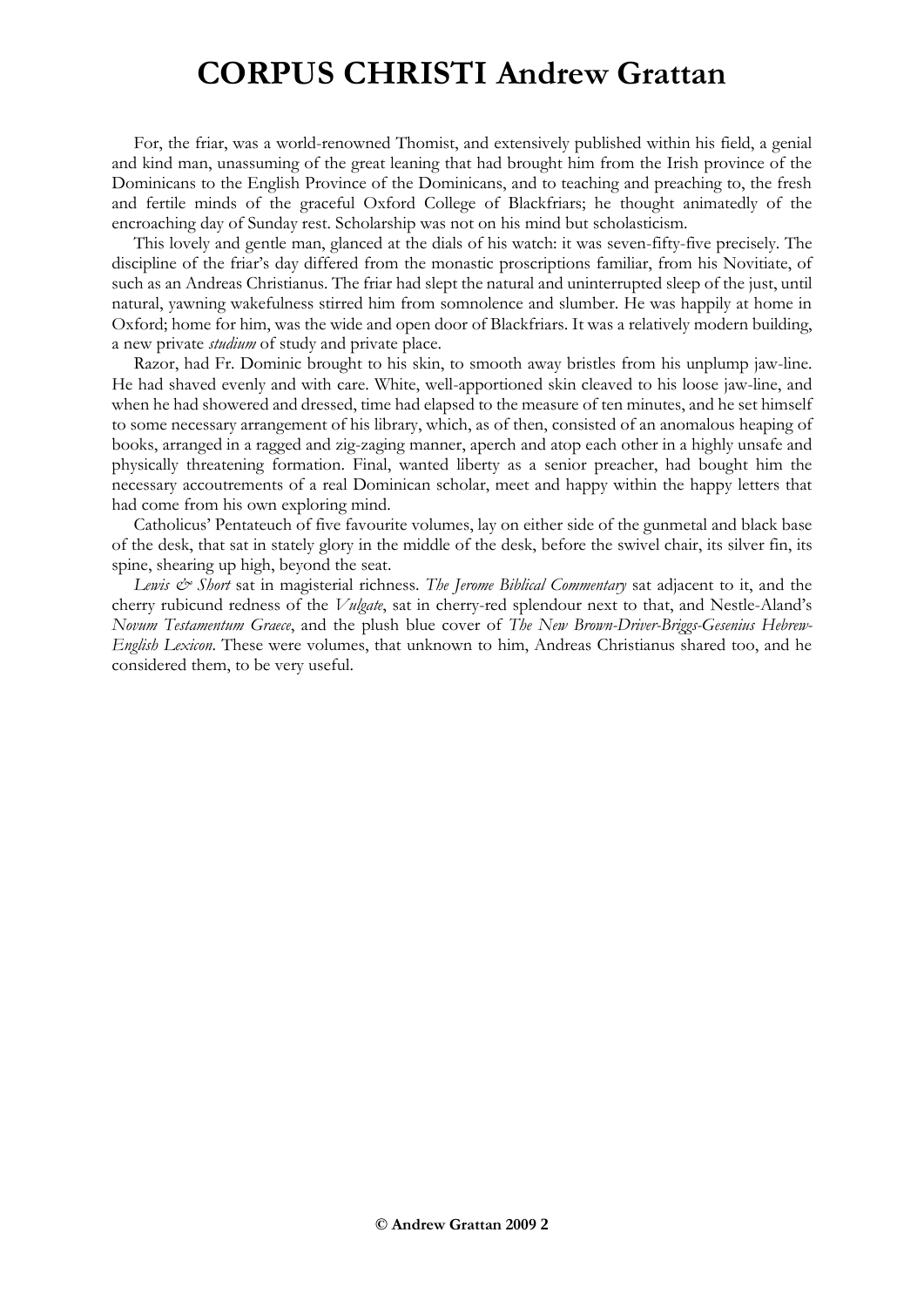# CORPUS CHRISTI Andrew Grattan

For, the friar, was a world-renowned Thomist, and extensively published within his field, a genial and kind man, unassuming of the great leaning that had brought him from the Irish province of the Dominicans to the English Province of the Dominicans, and to teaching and preaching to, the fresh and fertile minds of the graceful Oxford College of Blackfriars; he thought animatedly of the encroaching day of Sunday rest. Scholarship was not on his mind but scholasticism.

This lovely and gentle man, glanced at the dials of his watch: it was seven-fifty-five precisely. The discipline of the friar's day differed from the monastic proscriptions familiar, from his Novitiate, of such as an Andreas Christianus. The friar had slept the natural and uninterrupted sleep of the just, until natural, yawning wakefulness stirred him from somnolence and slumber. He was happily at home in Oxford; home for him, was the wide and open door of Blackfriars. It was a relatively modern building, a new private *studium* of study and private place.

Razor, had Fr. Dominic brought to his skin, to smooth away bristles from his unplump jaw-line. He had shaved evenly and with care. White, well-apportioned skin cleaved to his loose jaw-line, and when he had showered and dressed, time had elapsed to the measure of ten minutes, and he set himself to some necessary arrangement of his library, which, as of then, consisted of an anomalous heaping of books, arranged in a ragged and zig-zaging manner, aperch and atop each other in a highly unsafe and physically threatening formation. Final, wanted liberty as a senior preacher, had bought him the necessary accoutrements of a real Dominican scholar, meet and happy within the happy letters that had come from his own exploring mind.

Catholicus' Pentateuch of five favourite volumes, lay on either side of the gunmetal and black base of the desk, that sat in stately glory in the middle of the desk, before the swivel chair, its silver fin, its spine, shearing up high, beyond the seat.

*Lewis & Short* sat in magisterial richness. *The Jerome Biblical Commentary* sat adjacent to it, and the cherry rubicund redness of the *Vulgate*, sat in cherry-red splendour next to that, and Nestle-Aland's *Novum Testamentum Graece*, and the plush blue cover of *The New Brown-Driver-Briggs-Gesenius Hebrew-English Lexicon*. These were volumes, that unknown to him, Andreas Christianus shared too, and he considered them, to be very useful.